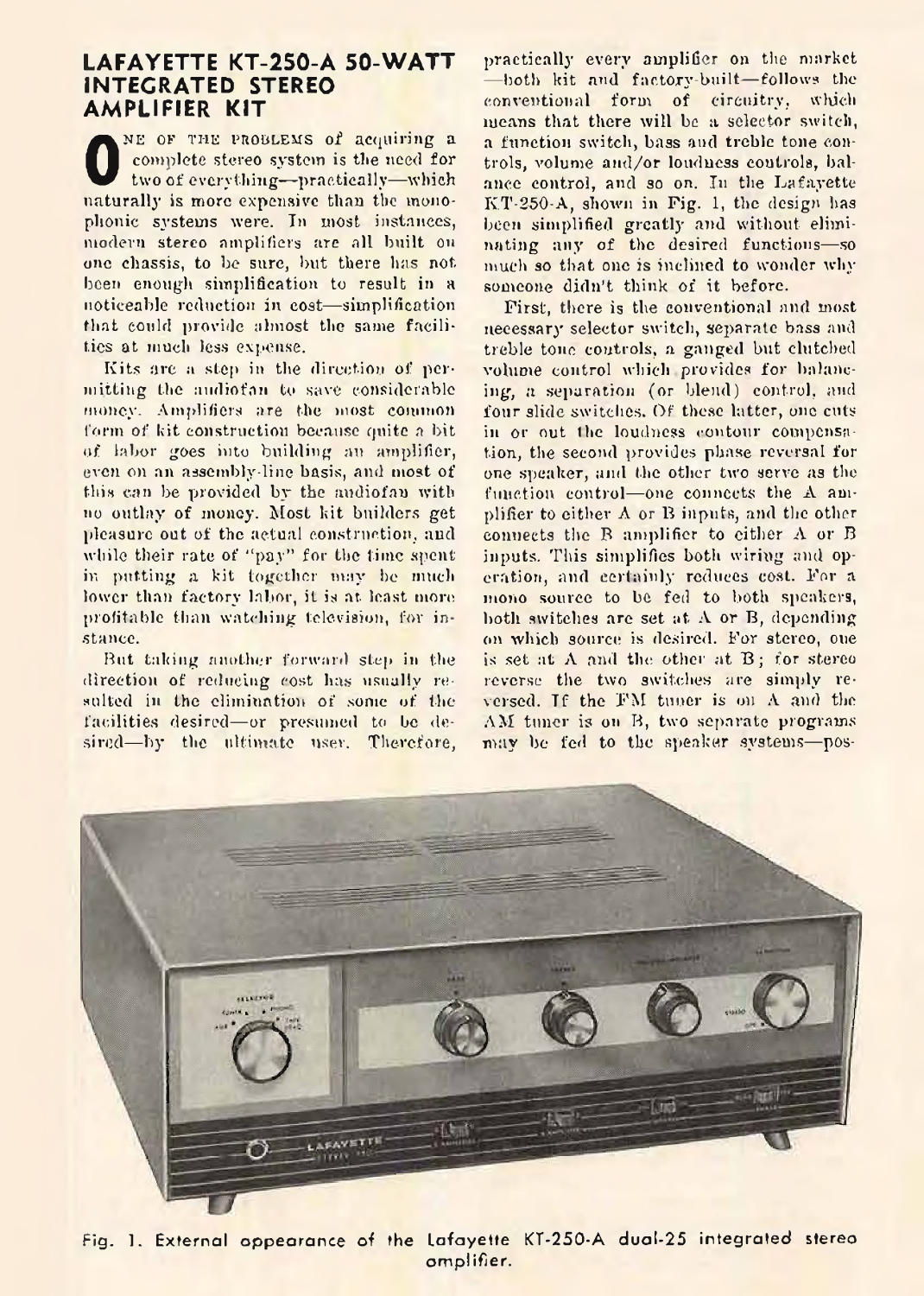## LAFAYETTE KT-250-A 50-WATT INTEGRATED STEREO AMPLIFIER KIT

One of the problems of acquiring a complete stereo system is the need for two of everything—practically—which naturally is more expensive than the monophonic systems were. In most instances, modern stereo amplifiers are all built on one chassis, to be sure, but there has not been enough simplification to result in a noticeable reduction in cost—simplification that could provide almost the same facilities at much less expense.

Kits are a step in the direction of permitting the audiofan to save considerable money. Amplifiers are the most common form of kit construction because quite a bit of labor goes into building an amplifier, even on an assembly-line basis, and most of this can be provided by the audiofan with no outlay of money. Most kit builders get pleasure out of the actual construction, and while their rate of "pay" for the time spent in putting a kit together may be much lower than factory labor, it is at least more profitable than watching television, for instance.

But taking another forward step in the direction of reducing cost has usually resulted in the elimination of some of the facilities desired—or presumed to be desired—by the ultimate user. Therefore, practically every amplifier on the market—both kit and factory-built—follows the conventional form of circuitry, which means that there will be a selector switch, a function switch, bass and treble tone controls, volume and/or loudness controls, balance control, and so on. In the Lafayette KT-250-A, shown in Fig. 1, the design has been simplified greatly and without eliminating any of the desired functions—so much so that one is inclined to wonder why someone didn't think of it before.

First, there is the conventional and most necessary selector switch, separate bass and treble tone controls, a ganged but clutched volume control which provides for balancing, a separation (or blend) control, and four slide switches. Of these latter, one cuts in or out the loudness contour compensation, the second provides phase reversal for one speaker, and the other two serve as the function control—one connects the A amplifier to either A or B inputs, and the other connects the B amplifier to either A or B inputs. This simplifies both wiring and operation, and certainly reduces cost. For a mono source to be fed to both speakers, both switches are set at A or B, depending on which source is desired. For stereo, one is set at A and the other at B; for stereo reverse the two switches are simply reversed. If the FM tuner is on A and the AM tuner is on B, two separate programs may be fed to the speaker systems—pos-

Fig. 1. External appearance of the Lafayette KT-250-A dual-25 integrated stereo amplifier.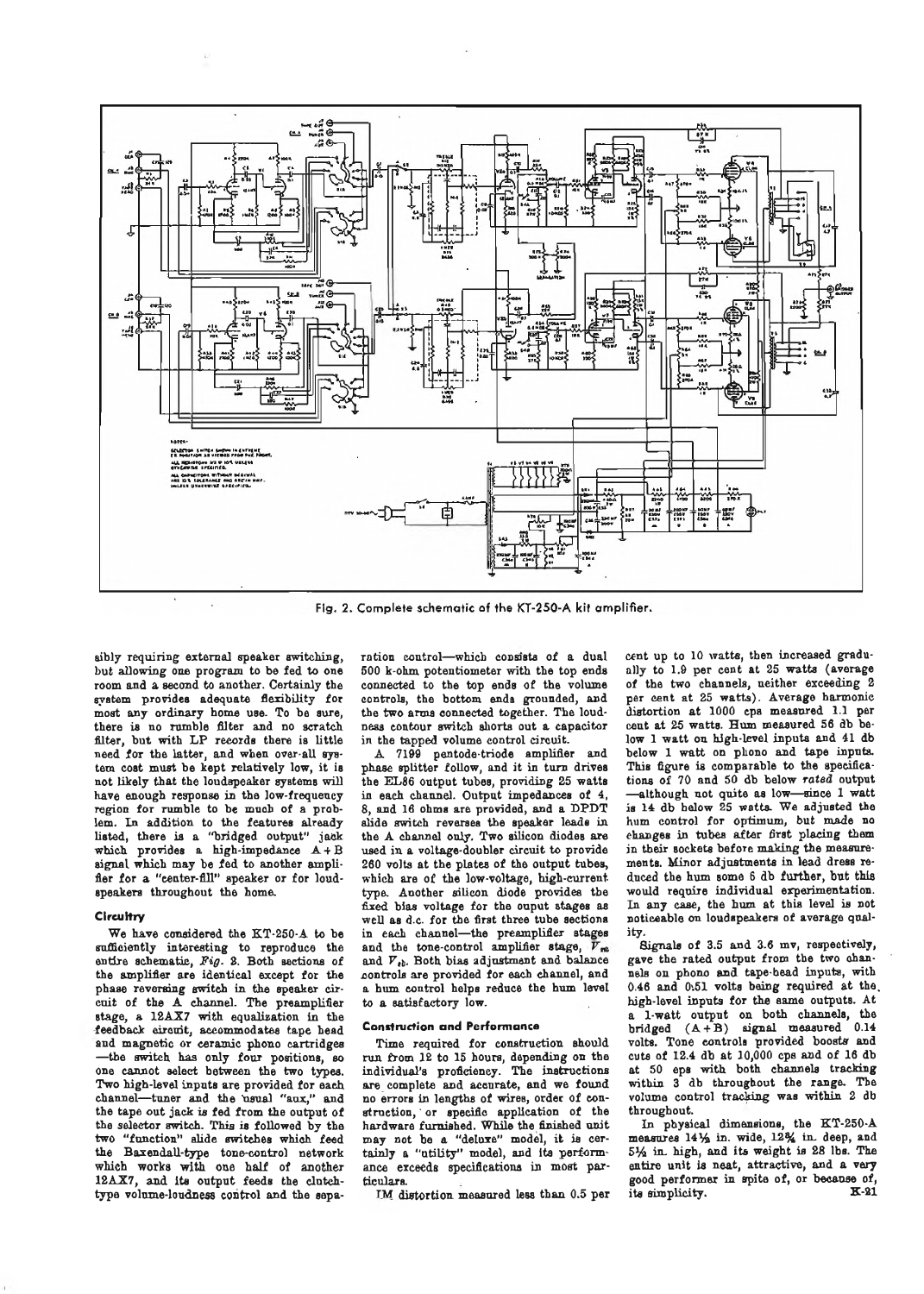Fig. 2. Complete schematic of the KT-250-A kit amplifier.

sibly requiring external speaker switching, but allowing one program to be fed to one room and a second to another. Certainly the system provides adequate flexibility for most any ordinary home use. To be sure, there is no rumble filter and no scratch filter, but with LP records there is little need for the latter, and when over-all system cost must be kept relatively low, it is not likely that the loudspeaker systems will have enough response in the low-frequency region for rumble to be much of a problem. In addition to the features already listed, there is a "bridged output" jack which provides a high-impedance A + B signal which may be fed to another amplifier for a "center-fill" speaker or for loudspeakers throughout the home.

### Circuitry

We have considered the KT-250-A to be sufficiently interesting to reproduce the entire schematic, *Fig. 2*. Both sections of the amplifier are identical except for the phase reversing switch in the speaker circuit of the A channel. The preamplifier stage, a 12AX7 with equalization in the feedback circuit, accommodates tape head and magnetic or ceramic phono cartridges—the switch has only four positions, so one cannot select between the two types. Two high-level inputs are provided for each channel—tuner and the usual "aux," and the tape out jack is fed from the output of the selector switch. This is followed by the two "function" slide switches which feed the Baxendall-type tone-control network which works with one half of another 12AX7, and its output feeds the clutch-type volume-loudness control and the separation control—which consists of a dual 500 k-ohm potentiometer with the top ends connected to the top ends of the volume controls, the bottom ends grounded, and the two arms connected together. The loudness contour switch shorts out a capacitor in the tapped volume control circuit.

A 7199 pentode-triode amplifier and phase splitter follow, and it in turn drives the EL86 output tubes, providing 25 watts in each channel. Output impedances of 4, 8, and 16 ohms are provided, and a DPDT slide switch reverses the speaker leads in the A channel only. Two silicon diodes are used in a voltage-doubler circuit to provide 260 volts at the plates of the output tubes, which are of the low-voltage, high-current type. Another silicon diode provides the fixed bias voltage for the ouput stages as well as d.c. for the first three tube sections in each channel—the preamplifier stages and the tone-control amplifier stage, $V_{ra}$ and $V_{rb}$. Both bias adjustment and balance controls are provided for each channel, and a hum control helps reduce the hum level to a satisfactory low.

### Construction and Performance

Time required for construction should run from 12 to 15 hours, depending on the individual's proficiency. The instructions are complete and accurate, and we found no errors in lengths of wires, order of construction, or specific application of the hardware furnished. While the finished unit may not be a "deluxe" model, it is certainly a "utility" model, and its performance exceeds specifications in most particulars.

IM distortion measured less than 0.5 per cent up to 10 watts, then increased gradually to 1.9 per cent at 25 watts (average of the two channels, neither exceeding 2 per cent at 25 watts). Average harmonic distortion at 1000 cps measured 1.1 per cent at 25 watts. Hum measured 56 db below 1 watt on high-level inputs and 41 db below 1 watt on phono and tape inputs. This figure is comparable to the specifications of 70 and 50 db below *rated* output—although not quite as low—since 1 watt is 14 db below 25 watts. We adjusted the hum control for optimum, but made no changes in tubes after first placing them in their sockets before making the measurements. Minor adjustments in lead dress reduced the hum some 6 db further, but this would require individual experimentation. In any case, the hum at this level is not noticeable on loudspeakers of average quality.

Signals of 3.5 and 3.6 mv, respectively, gave the rated output from the two channels on phono and tape-head inputs, with 0.46 and 0.51 volts being required at the high-level inputs for the same outputs. At a 1-watt output on both channels, the bridged (A + B) signal measured 0.14 volts. Tone controls provided boosts and cuts of 12.4 db at 10,000 cps and of 16 db at 50 cps with both channels tracking within 3 db throughout the range. The volume control tracking was within 2 db throughout.

In physical dimensions, the KT-250-A measures 14½ in. wide, 12¾ in. deep, and 5½ in. high, and its weight is 28 lbs. The entire unit is neat, attractive, and a very good performer in spite of, or because of, its simplicity. K-21